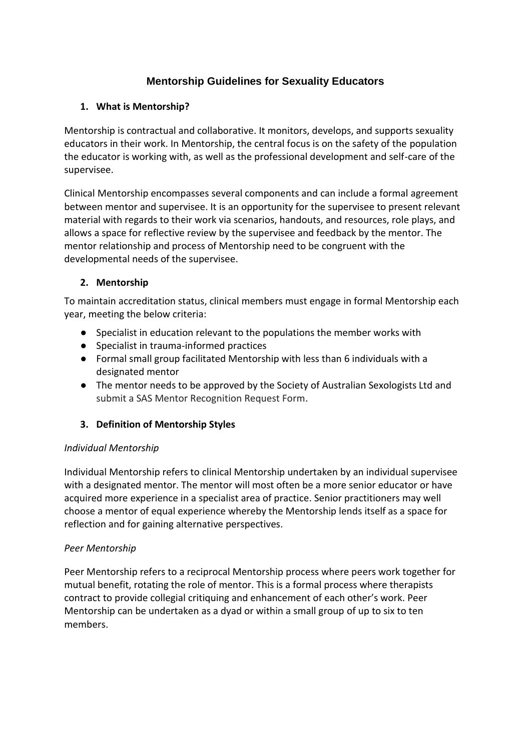# Mentorship Guidelines for Sexuality Educators

## 1. What is Mentorship?

Mentorship is contractual and collaborative. It monitors, develops, and supports sexuality educators in their work. In Mentorship, the central focus is on the safety of the population the educator is working with, as well as the professional development and self-care of the supervisee.

Clinical Mentorship encompasses several components and can include a formal agreement between mentor and supervisee. It is an opportunity for the supervisee to present relevant material with regards to their work via scenarios, handouts, and resources, role plays, and allows a space for reflective review by the supervisee and feedback by the mentor. The mentor relationship and process of Mentorship need to be congruent with the developmental needs of the supervisee.

## 2. Mentorship

To maintain accreditation status, clinical members must engage in formal Mentorship each year, meeting the below criteria:

- Specialist in education relevant to the populations the member works with
- Specialist in trauma-informed practices
- Formal small group facilitated Mentorship with less than 6 individuals with a designated mentor
- The mentor needs to be approved by the Society of Australian Sexologists Ltd and submit a SAS Mentor Recognition Request Form.

## 3. Definition of Mentorship Styles

*Individual Mentorship*

Individual Mentorship refers to clinical Mentorship undertaken by an individual supervisee with a designated mentor. The mentor will most often be a more senior educator or have acquired more experience in a specialist area of practice. Senior practitioners may well choose a mentor of equal experience whereby the Mentorship lends itself as a space for reflection and for gaining alternative perspectives.

*Peer Mentorship*

Peer Mentorship refers to a reciprocal Mentorship process where peers work together for mutual benefit, rotating the role of mentor. This is a formal process where therapists contract to provide collegial critiquing and enhancement of each other's work. Peer Mentorship can be undertaken as a dyad or within a small group of up to six to ten members.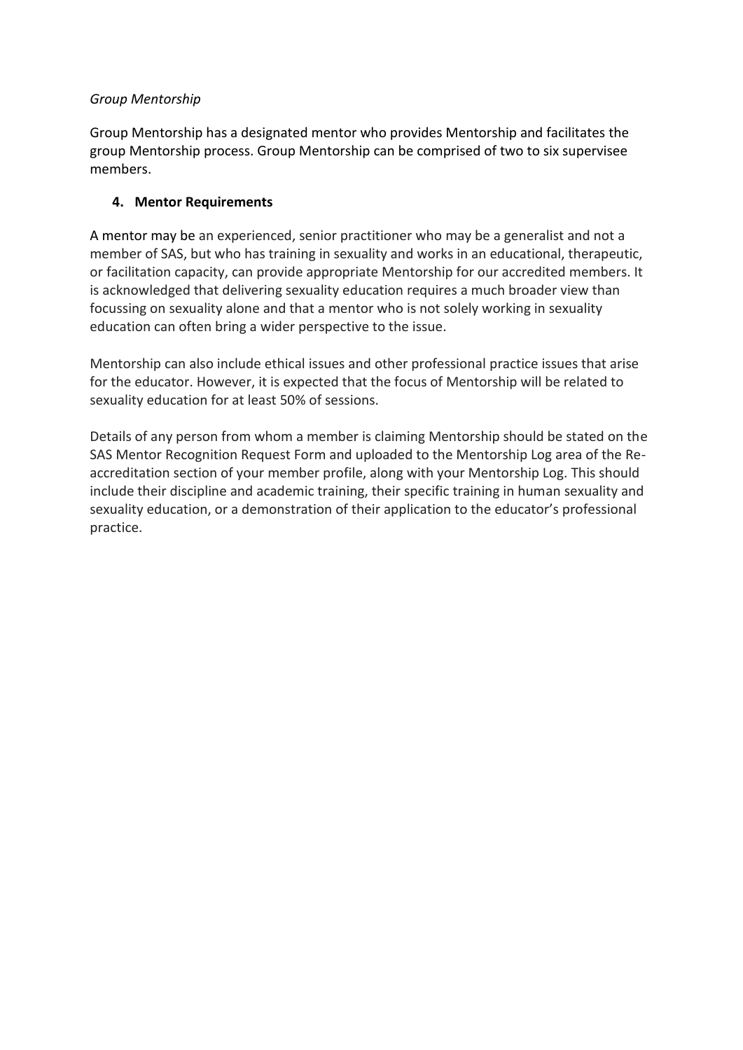*Group Mentorship*

Group Mentorship has a designated mentor who provides Mentorship and facilitates the group Mentorship process. Group Mentorship can be comprised of two to six supervisee members.

### 4. Mentor Requirements

A mentor may be an experienced, senior practitioner who may be a generalist and not a member of SAS, but who has training in sexuality and works in an educational, therapeutic, or facilitation capacity, can provide appropriate Mentorship for our accredited members. It is acknowledged that delivering sexuality education requires a much broader view than focussing on sexuality alone and that a mentor who is not solely working in sexuality education can often bring a wider perspective to the issue.

Mentorship can also include ethical issues and other professional practice issues that arise for the educator. However, it is expected that the focus of Mentorship will be related to sexuality education for at least 50% of sessions.

Details of any person from whom a member is claiming Mentorship should be stated on the SAS Mentor Recognition Request Form and uploaded to the Mentorship Log area of the Re-accreditation section of your member profile, along with your Mentorship Log. This should include their discipline and academic training, their specific training in human sexuality and sexuality education, or a demonstration of their application to the educator's professional practice.